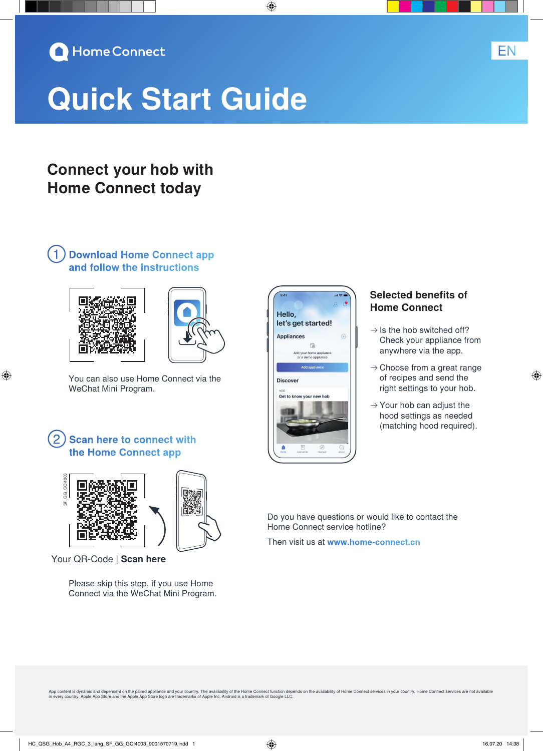Home Connect

EN

# Quick Start Guide

## Connect your hob with Home Connect today

### 1 Download Home Connect app and follow the instructions

You can also use Home Connect via the WeChat Mini Program.

### 2 Scan here to connect with the Home Connect app

SF_GG_GCI4003

Your QR-Code | **Scan here**

Please skip this step, if you use Home Connect via the WeChat Mini Program.

### Selected benefits of Home Connect

→ Is the hob switched off? Check your appliance from anywhere via the app.

→ Choose from a great range of recipes and send the right settings to your hob.

→ Your hob can adjust the hood settings as needed (matching hood required).

Do you have questions or would like to contact the Home Connect service hotline?

Then visit us at **www.home-connect.cn**

App content is dynamic and dependent on the paired appliance and your country. The availability of the Home Connect function depends on the availability of Home Connect services in your country. Home Connect services are not available in every country. Apple App Store and the Apple App Store logo are trademarks of Apple Inc. Android is a trademark of Google LLC.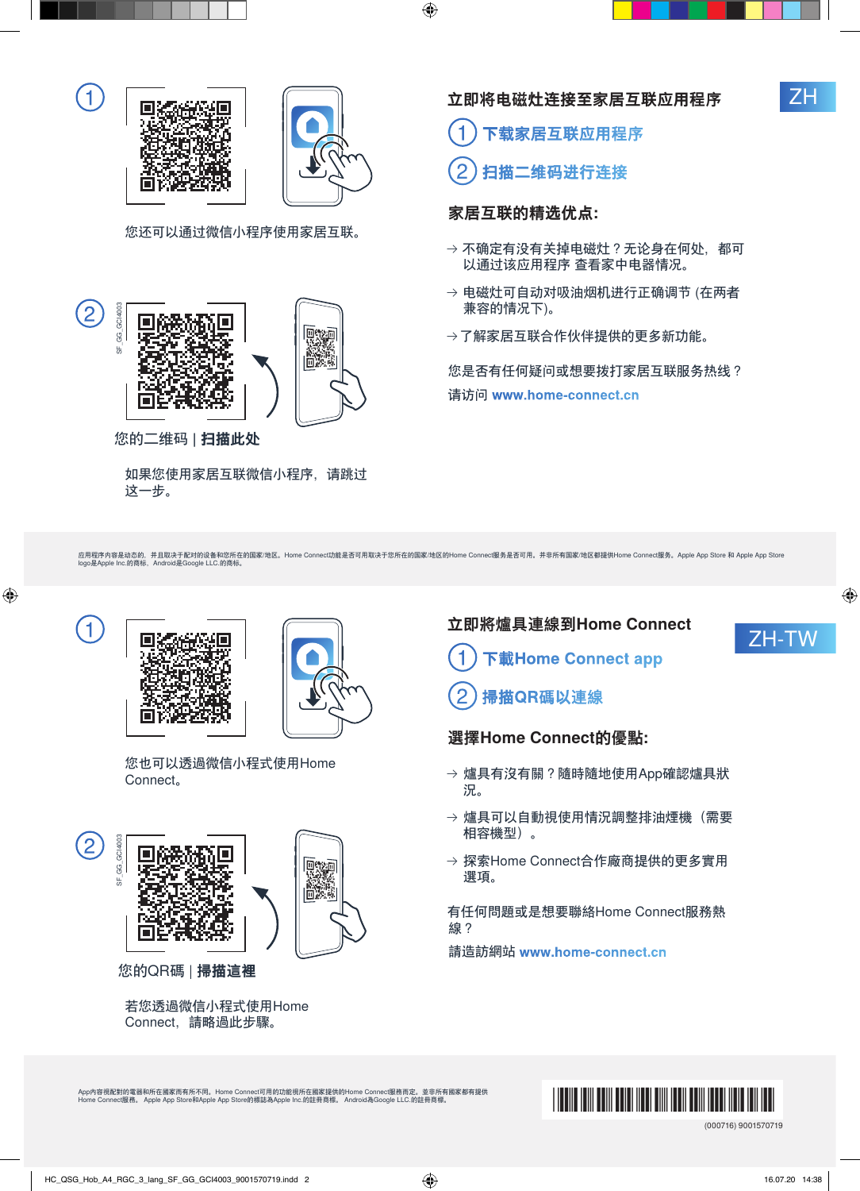ZH

## 立即将电磁灶连接至家居互联应用程序

1. 下载家居互联应用程序
2. 扫描二维码进行连接

您还可以通过微信小程序使用家居互联。

SF_GG_GCI4003

您的二维码 | **扫描此处**

如果您使用家居互联微信小程序，请跳过这一步。

### 家居互联的精选优点:

→ 不确定有没有关掉电磁灶？无论身在何处，都可以通过该应用程序 查看家中电器情况。

→ 电磁灶可自动对吸油烟机进行正确调节 (在两者兼容的情况下)。

→ 了解家居互联合作伙伴提供的更多新功能。

您是否有任何疑问或想要拨打家居互联服务热线？

请访问 **www.home-connect.cn**

应用程序内容是动态的，并且取决于配对的设备和您所在的国家/地区。Home Connect功能是否可用取决于您所在的国家/地区的Home Connect服务是否可用。并非所有国家/地区都提供Home Connect服务。Apple App Store 和 Apple App Store logo是Apple Inc.的商标。Android是Google LLC.的商标。

ZH-TW

## 立即將爐具連線到Home Connect

1. 下載Home Connect app
2. 掃描QR碼以連線

您也可以透過微信小程式使用Home Connect。

SF_GG_GCI4003

您的QR碼 | **掃描這裡**

若您透過微信小程式使用Home Connect，請略過此步驟。

### 選擇Home Connect的優點:

→ 爐具有沒有關？隨時隨地使用App確認爐具狀況。

→ 爐具可以自動視使用情況調整排油煙機（需要相容機型）。

→ 探索Home Connect合作廠商提供的更多實用選項。

有任何問題或是想要聯絡Home Connect服務熱線？

請造訪網站 **www.home-connect.cn**

App內容視配對的電器和所在國家而有所不同。Home Connect可用的功能視所在國家提供的Home Connect服務而定。並非所有國家都有提供Home Connect服務。 Apple App Store和Apple App Store的標誌為Apple Inc.的註冊商標。 Android為Google LLC.的註冊商標。

(000716) 9001570719